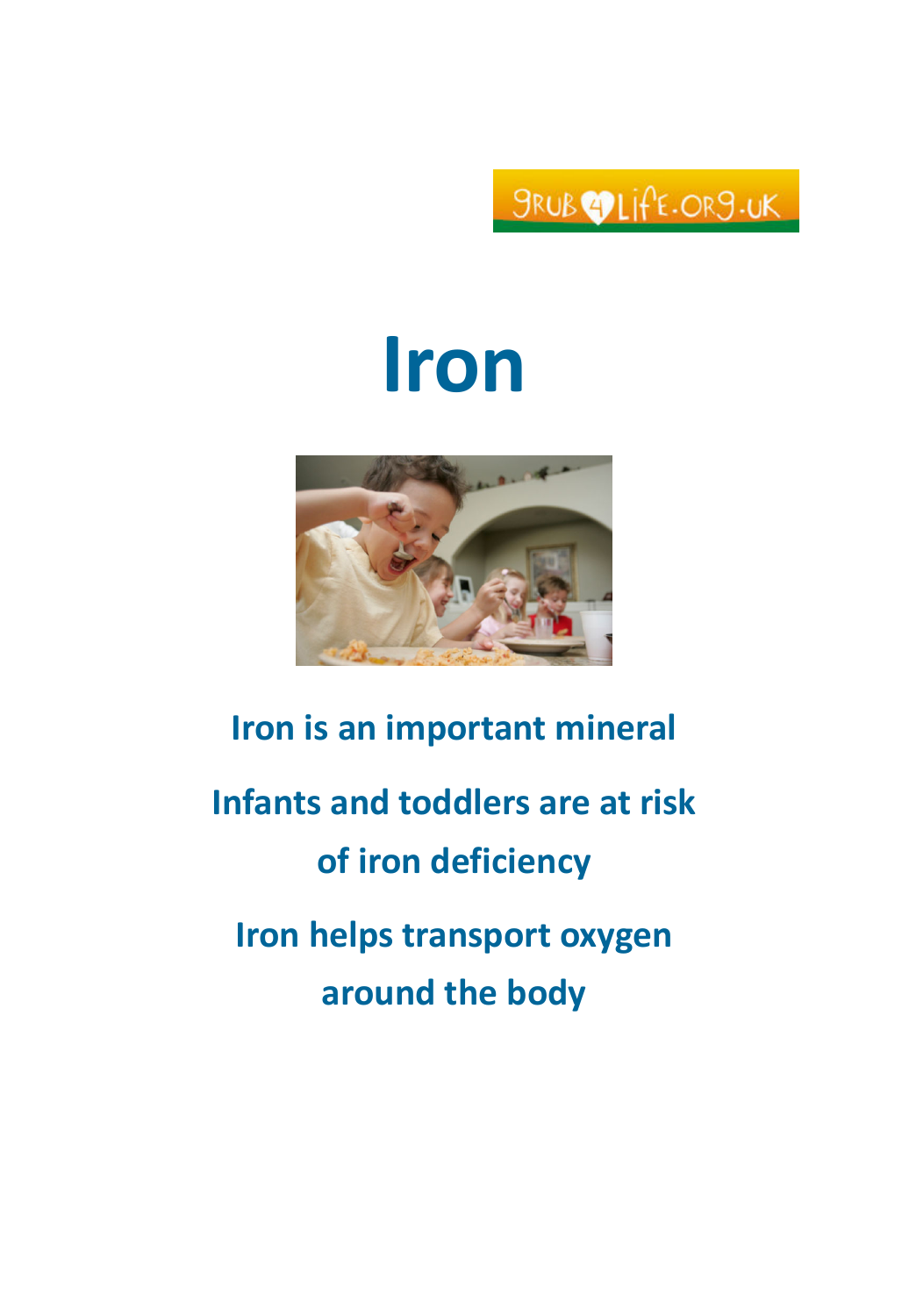GRUB4LIFE.ORG.UK

# Iron

**Iron is an important mineral**

**Infants and toddlers are at risk of iron deficiency**

**Iron helps transport oxygen around the body**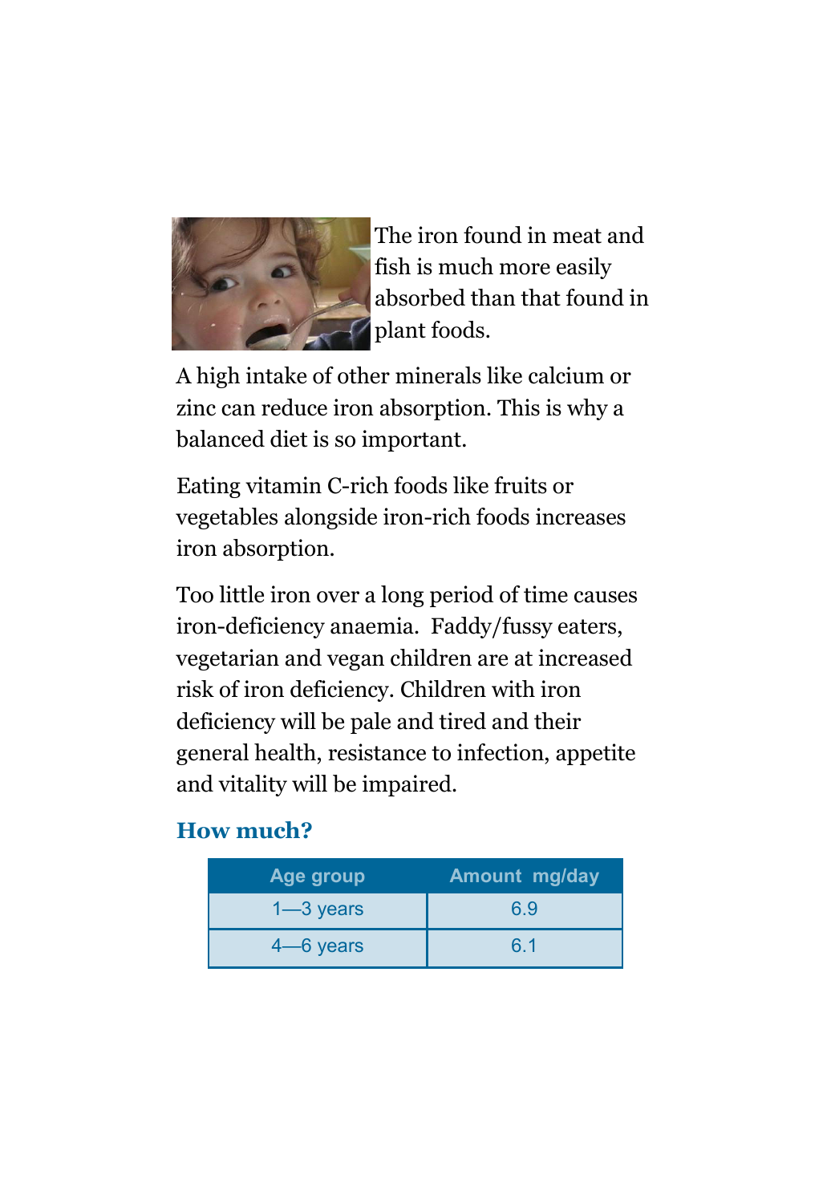The iron found in meat and fish is much more easily absorbed than that found in plant foods.

A high intake of other minerals like calcium or zinc can reduce iron absorption. This is why a balanced diet is so important.

Eating vitamin C-rich foods like fruits or vegetables alongside iron-rich foods increases iron absorption.

Too little iron over a long period of time causes iron-deficiency anaemia. Faddy/fussy eaters, vegetarian and vegan children are at increased risk of iron deficiency. Children with iron deficiency will be pale and tired and their general health, resistance to infection, appetite and vitality will be impaired.

### How much?

| Age group | Amount mg/day |
|---|---|
| 1—3 years | 6.9 |
| 4—6 years | 6.1 |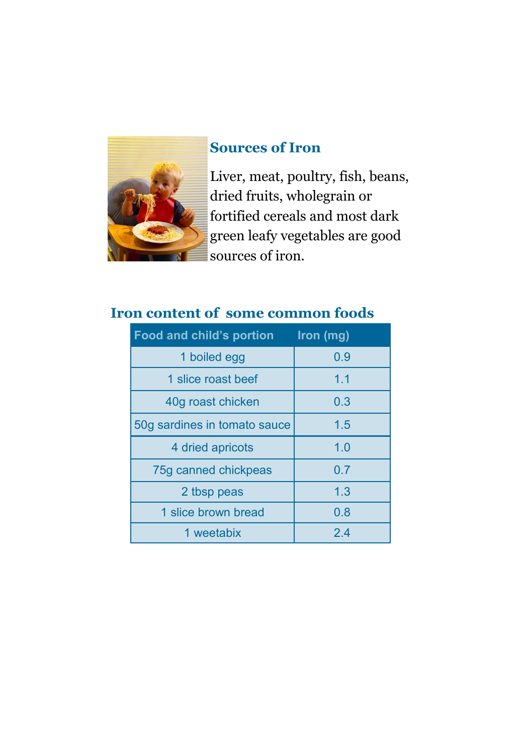## Sources of Iron

Liver, meat, poultry, fish, beans, dried fruits, wholegrain or fortified cereals and most dark green leafy vegetables are good sources of iron.

## Iron content of some common foods

| Food and child's portion | Iron (mg) |
|---|---|
| 1 boiled egg | 0.9 |
| 1 slice roast beef | 1.1 |
| 40g roast chicken | 0.3 |
| 50g sardines in tomato sauce | 1.5 |
| 4 dried apricots | 1.0 |
| 75g canned chickpeas | 0.7 |
| 2 tbsp peas | 1.3 |
| 1 slice brown bread | 0.8 |
| 1 weetabix | 2.4 |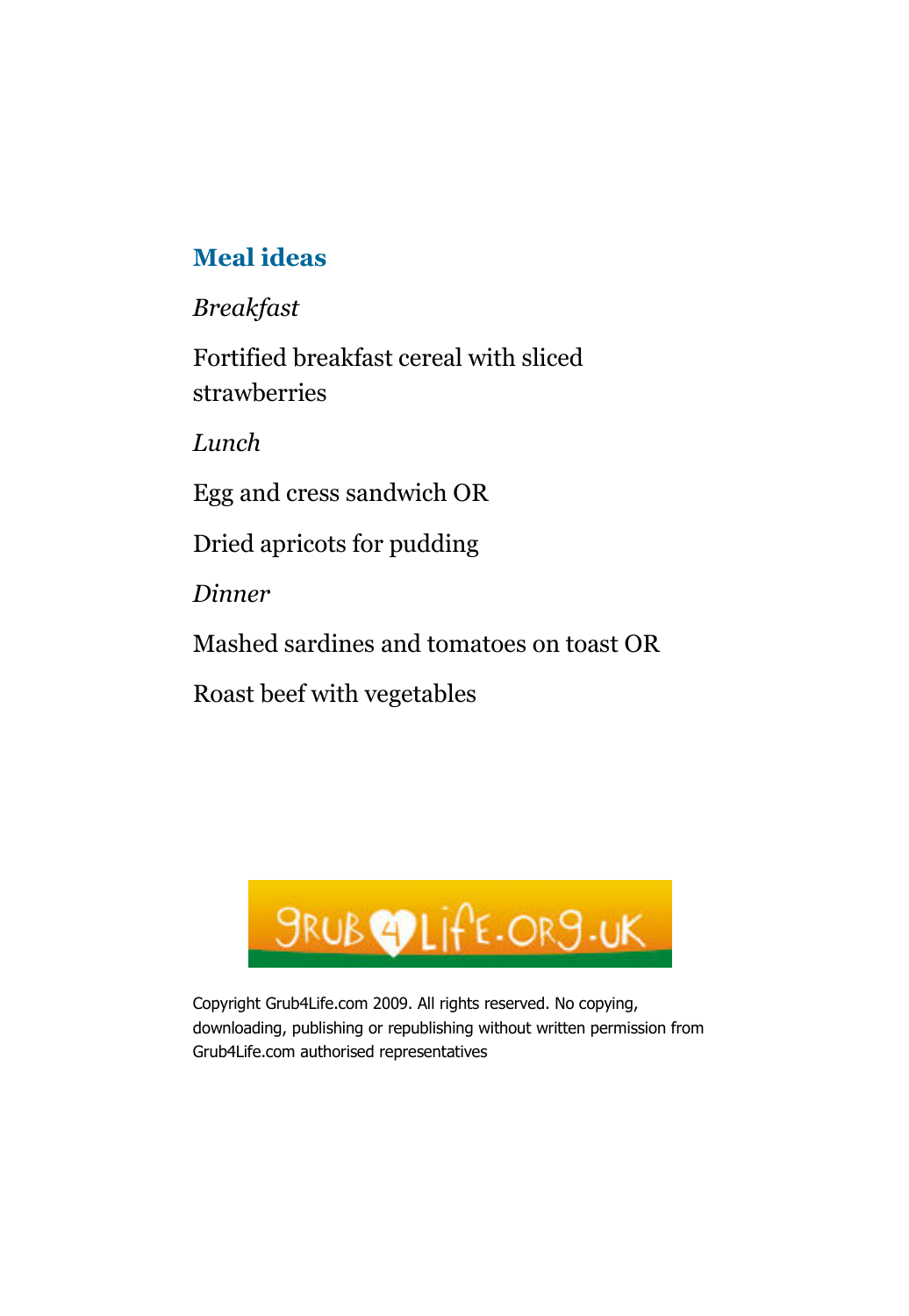## Meal ideas

*Breakfast*

Fortified breakfast cereal with sliced strawberries

*Lunch*

Egg and cress sandwich OR

Dried apricots for pudding

*Dinner*

Mashed sardines and tomatoes on toast OR

Roast beef with vegetables

GRUB4LIFE.ORG.UK

Copyright Grub4Life.com 2009. All rights reserved. No copying, downloading, publishing or republishing without written permission from Grub4Life.com authorised representatives